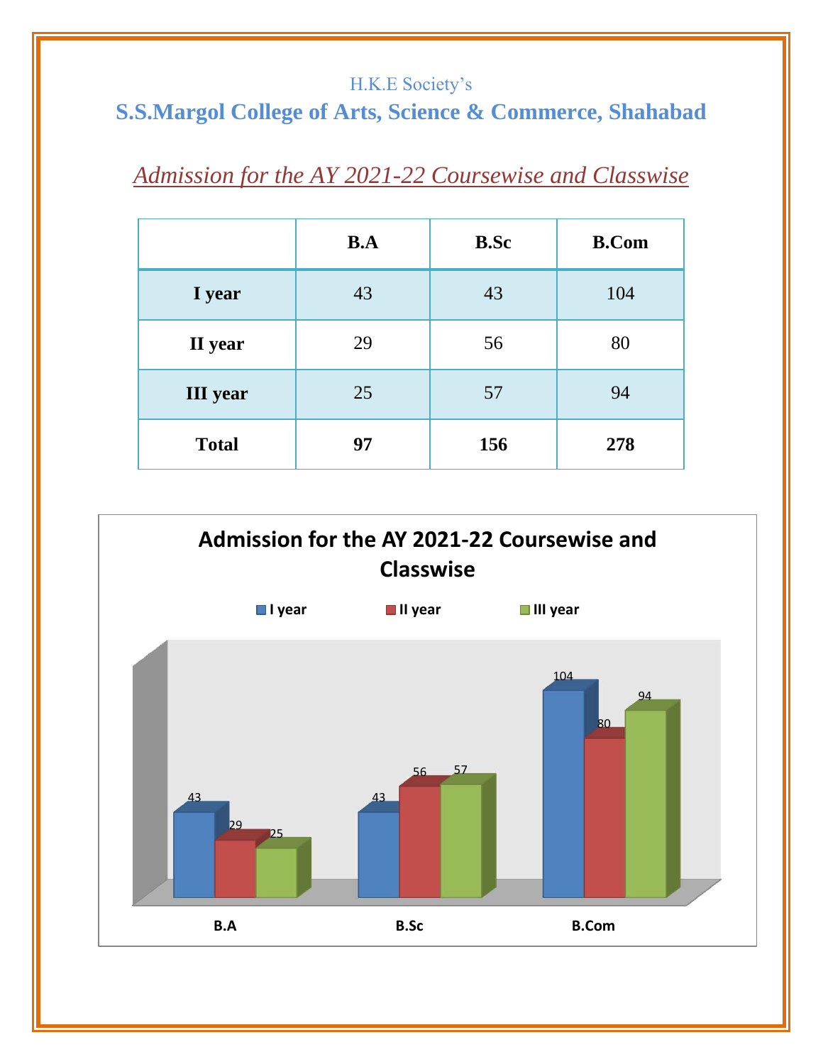H.K.E Society's

# S.S.Margol College of Arts, Science & Commerce, Shahabad

## *Admission for the AY 2021-22 Coursewise and Classwise*

| | B.A | B.Sc | B.Com |
|---|---|---|---|
| **I year** | 43 | 43 | 104 |
| **II year** | 29 | 56 | 80 |
| **III year** | 25 | 57 | 94 |
| **Total** | **97** | **156** | **278** |

**Admission for the AY 2021-22 Coursewise and Classwise**

| | I year | II year | III year |
|---|---|---|---|
| B.A | 43 | 29 | 25 |
| B.Sc | 43 | 56 | 57 |
| B.Com | 104 | 80 | 94 |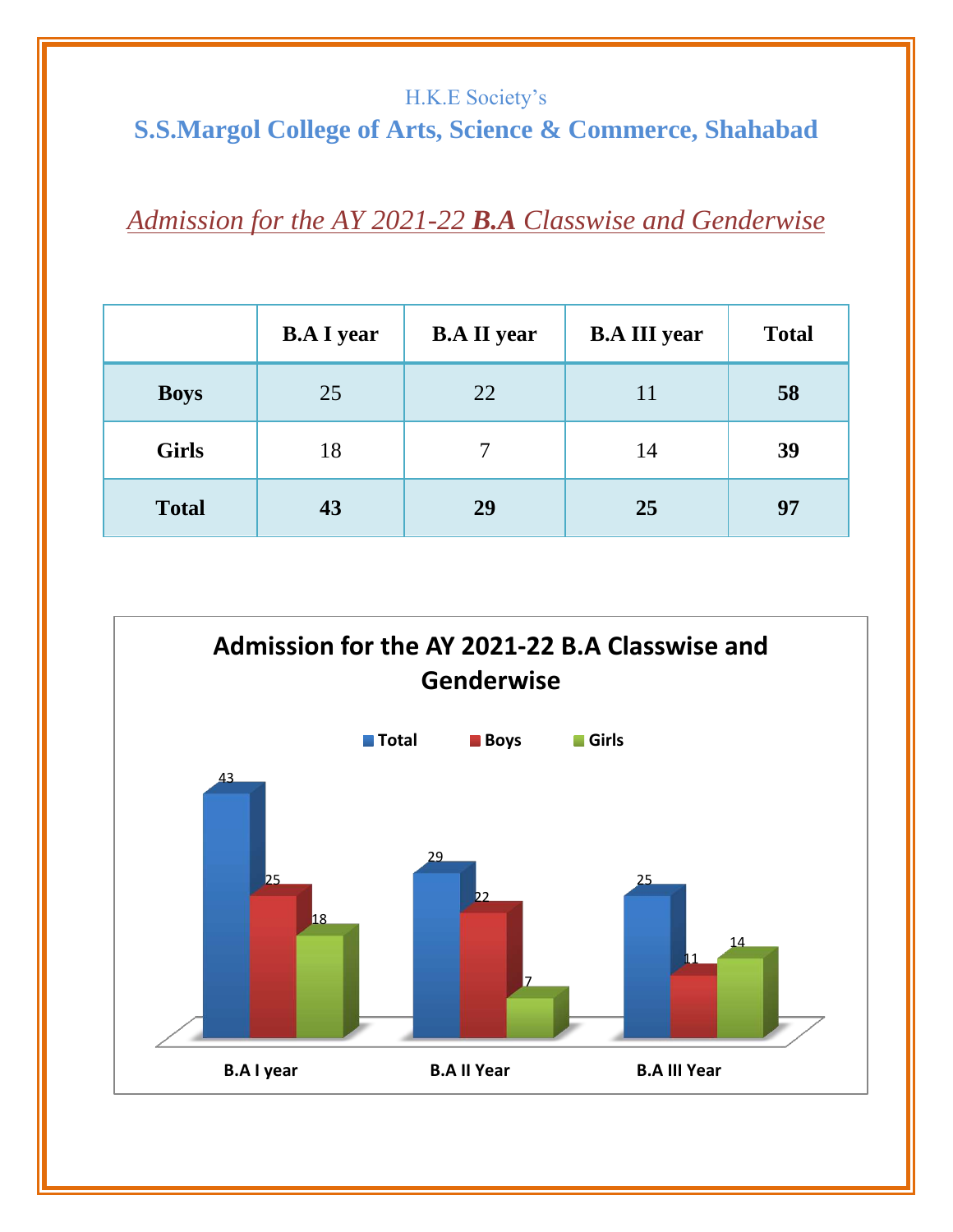H.K.E Society's

# S.S.Margol College of Arts, Science & Commerce, Shahabad

## *Admission for the AY 2021-22 **B.A** Classwise and Genderwise*

| | B.A I year | B.A II year | B.A III year | Total |
|---|---|---|---|---|
| **Boys** | 25 | 22 | 11 | **58** |
| **Girls** | 18 | 7 | 14 | **39** |
| **Total** | **43** | **29** | **25** | **97** |

**Admission for the AY 2021-22 B.A Classwise and Genderwise**

| | Total | Boys | Girls |
|---|---|---|---|
| B.A I year | 43 | 25 | 18 |
| B.A II Year | 29 | 22 | 7 |
| B.A III Year | 25 | 11 | 14 |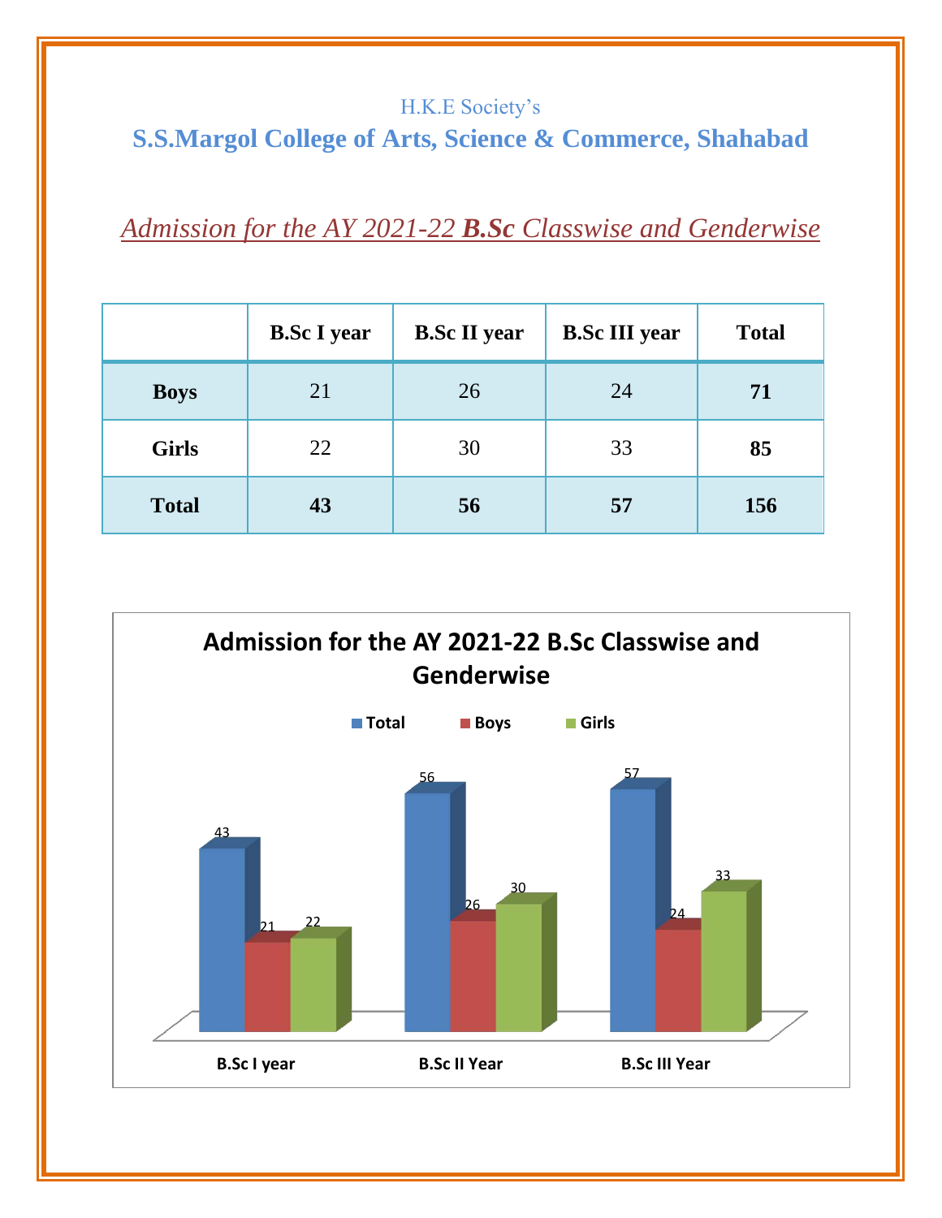H.K.E Society's

## S.S.Margol College of Arts, Science & Commerce, Shahabad

### *Admission for the AY 2021-22 **B.Sc** Classwise and Genderwise*

| | B.Sc I year | B.Sc II year | B.Sc III year | Total |
|---|---|---|---|---|
| **Boys** | 21 | 26 | 24 | **71** |
| **Girls** | 22 | 30 | 33 | **85** |
| **Total** | **43** | **56** | **57** | **156** |

**Admission for the AY 2021-22 B.Sc Classwise and Genderwise**

| | Total | Boys | Girls |
|---|---|---|---|
| B.Sc I year | 43 | 21 | 22 |
| B.Sc II Year | 56 | 26 | 30 |
| B.Sc III Year | 57 | 24 | 33 |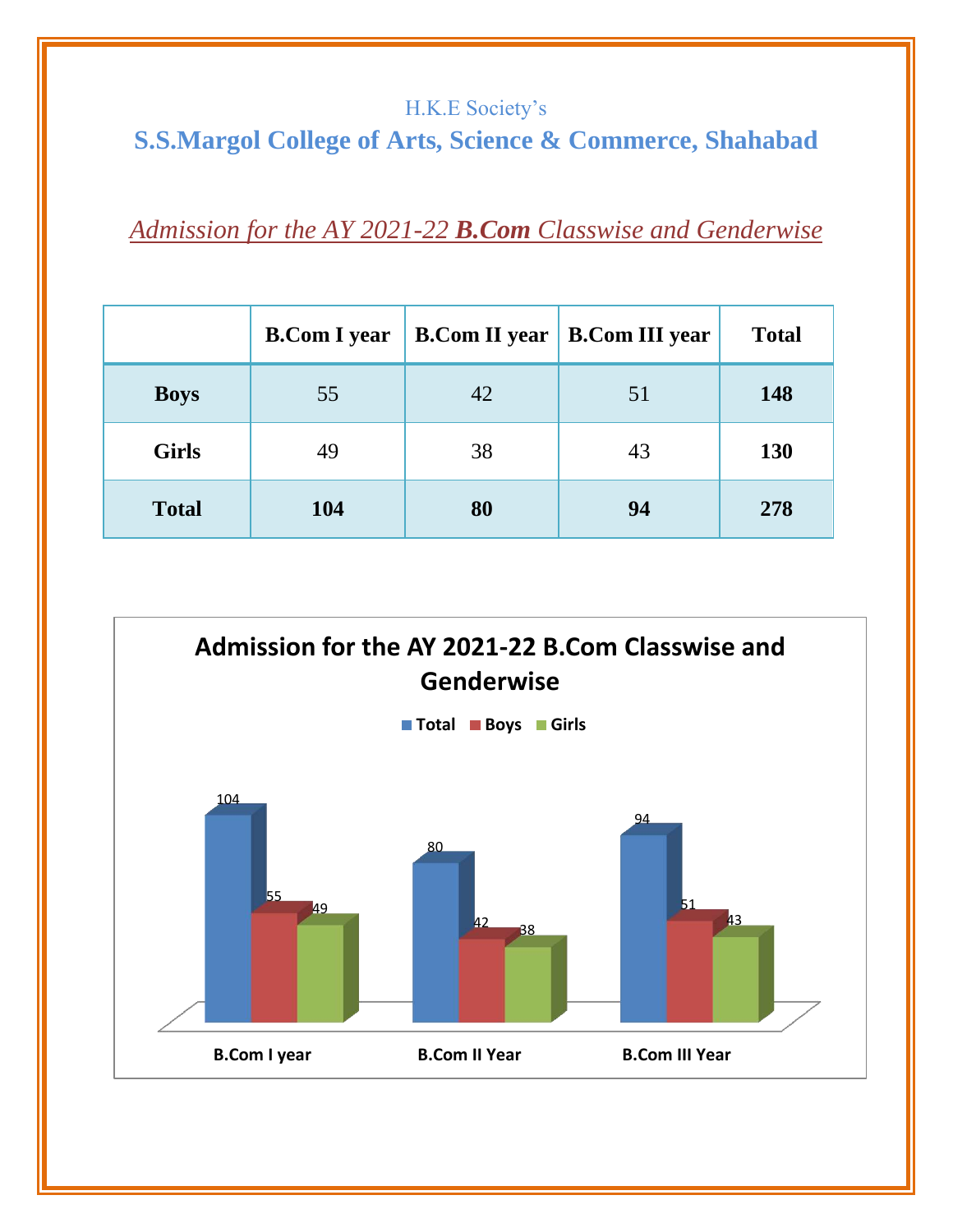H.K.E Society's

## S.S.Margol College of Arts, Science & Commerce, Shahabad

*Admission for the AY 2021-22* ***B.Com*** *Classwise and Genderwise*

| | B.Com I year | B.Com II year | B.Com III year | Total |
|---|---|---|---|---|
| **Boys** | 55 | 42 | 51 | **148** |
| **Girls** | 49 | 38 | 43 | **130** |
| **Total** | **104** | **80** | **94** | **278** |

Admission for the AY 2021-22 B.Com Classwise and Genderwise

Total Boys Girls

104
55
49
80
42
38
94
51
43

B.Com I year
B.Com II Year
B.Com III Year